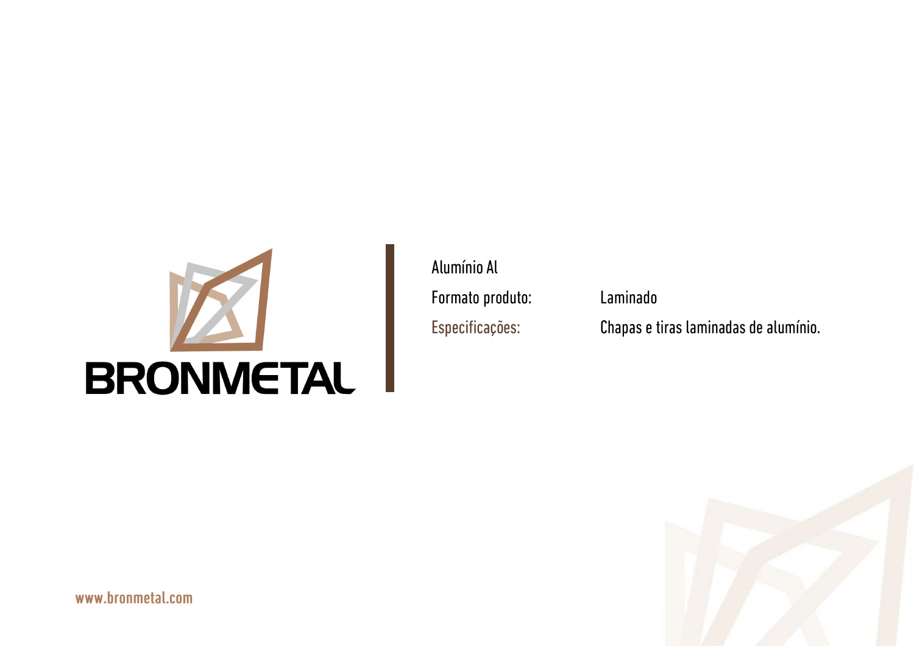BRONMETAL

Alumínio Al

| | |
|---|---|
| Formato produto: | Laminado |
| Especificações: | Chapas e tiras laminadas de alumínio. |

www.bronmetal.com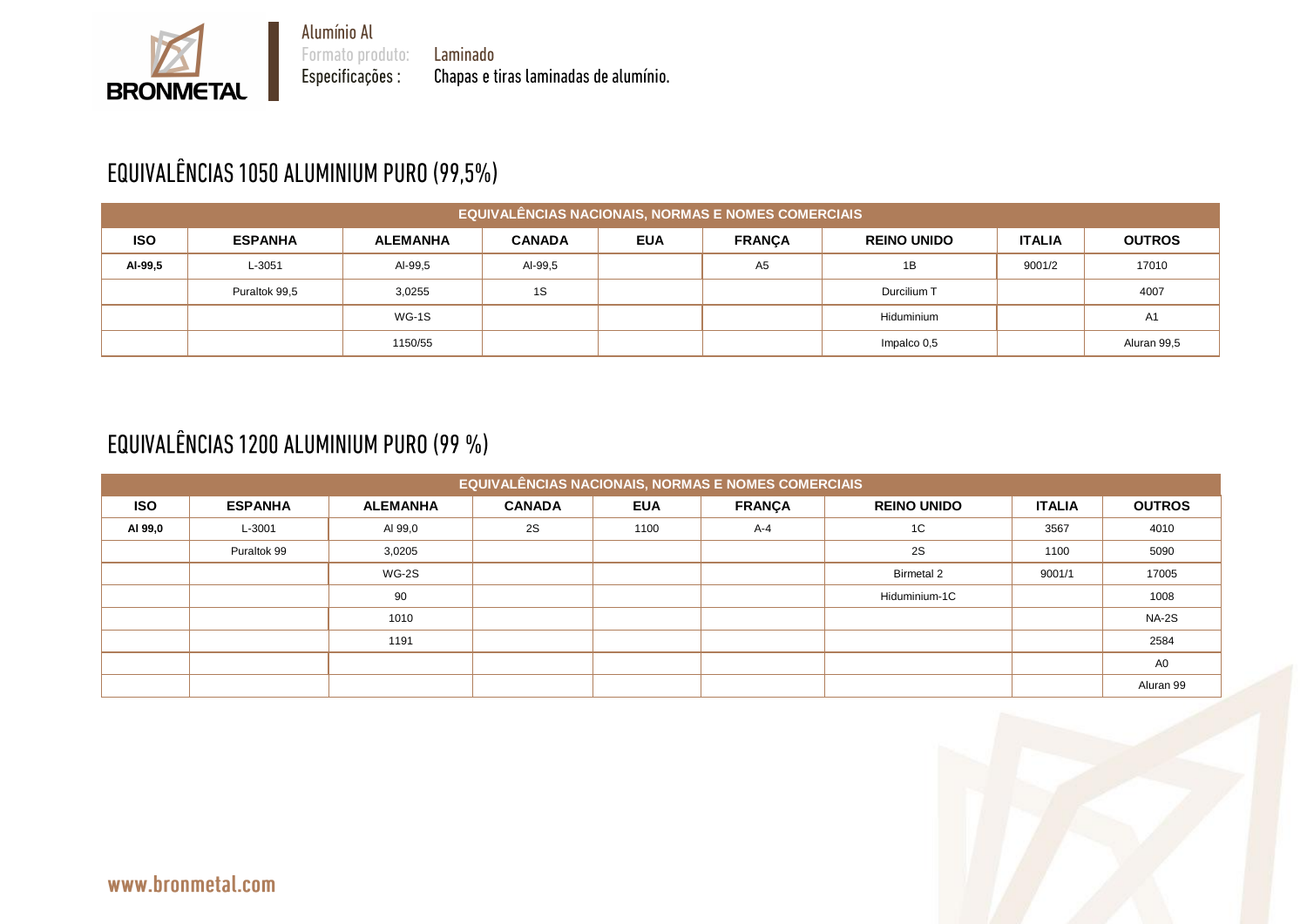Alumínio Al
Formato produto: Laminado
Especificações : Chapas e tiras laminadas de alumínio.

# EQUIVALÊNCIAS 1050 ALUMINIUM PURO (99,5%)

| EQUIVALÊNCIAS NACIONAIS, NORMAS E NOMES COMERCIAIS | | | | | | | | |
|---|---|---|---|---|---|---|---|---|
| **ISO** | **ESPANHA** | **ALEMANHA** | **CANADA** | **EUA** | **FRANÇA** | **REINO UNIDO** | **ITALIA** | **OUTROS** |
| **Al-99,5** | L-3051 | Al-99,5 | Al-99,5 | | A5 | 1B | 9001/2 | 17010 |
| | Puraltok 99,5 | 3,0255 | 1S | | | Durcilium T | | 4007 |
| | | WG-1S | | | | Hiduminium | | A1 |
| | | 1150/55 | | | | Impalco 0,5 | | Aluran 99,5 |

# EQUIVALÊNCIAS 1200 ALUMINIUM PURO (99 %)

| EQUIVALÊNCIAS NACIONAIS, NORMAS E NOMES COMERCIAIS | | | | | | | | |
|---|---|---|---|---|---|---|---|---|
| **ISO** | **ESPANHA** | **ALEMANHA** | **CANADA** | **EUA** | **FRANÇA** | **REINO UNIDO** | **ITALIA** | **OUTROS** |
| **Al 99,0** | L-3001 | Al 99,0 | 2S | 1100 | A-4 | 1C | 3567 | 4010 |
| | Puraltok 99 | 3,0205 | | | | 2S | 1100 | 5090 |
| | | WG-2S | | | | Birmetal 2 | 9001/1 | 17005 |
| | | 90 | | | | Hiduminium-1C | | 1008 |
| | | 1010 | | | | | | NA-2S |
| | | 1191 | | | | | | 2584 |
| | | | | | | | | A0 |
| | | | | | | | | Aluran 99 |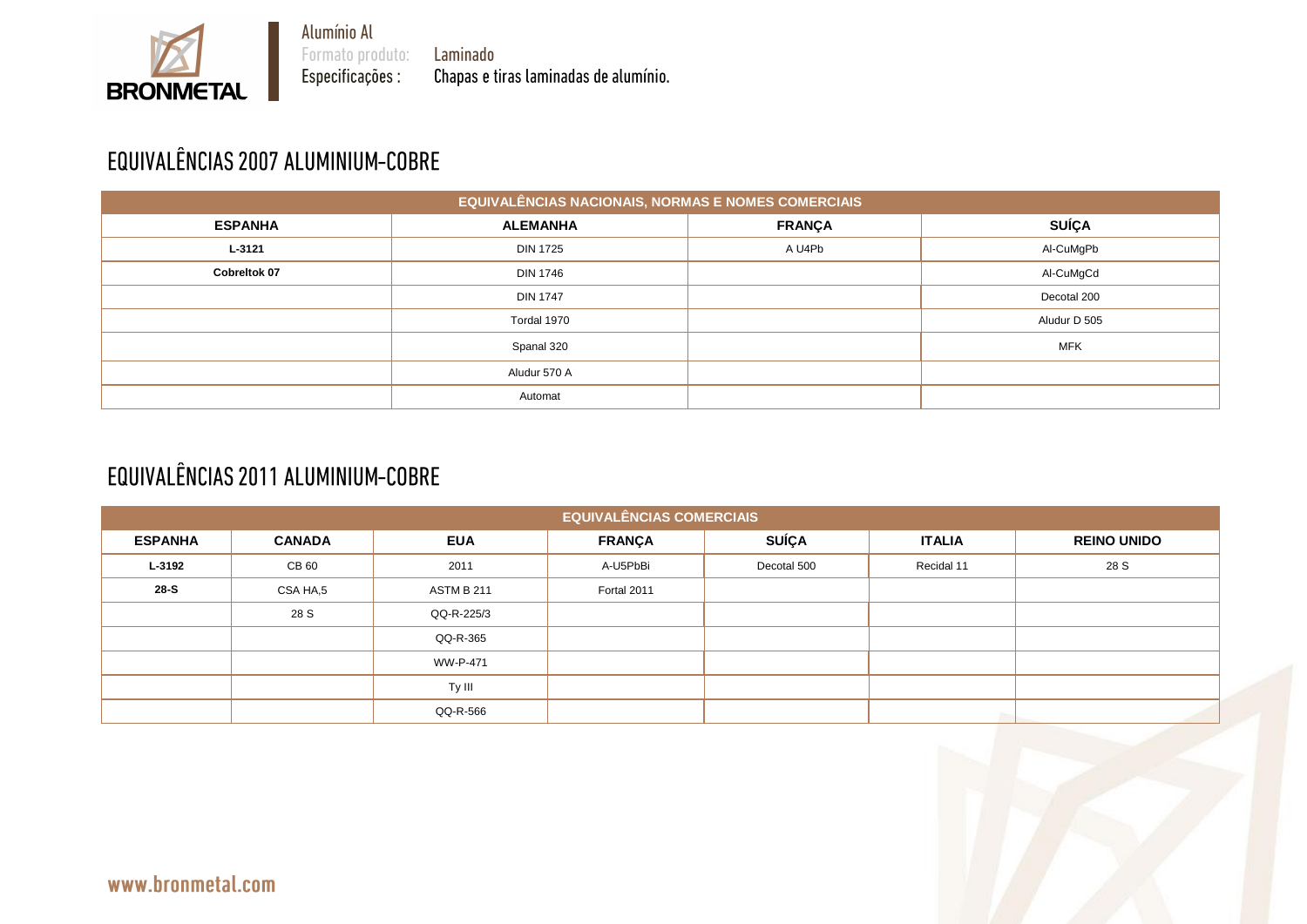Alumínio Al
Formato produto: Laminado
Especificações : Chapas e tiras laminadas de alumínio.

## EQUIVALÊNCIAS 2007 ALUMINIUM-COBRE

| EQUIVALÊNCIAS NACIONAIS, NORMAS E NOMES COMERCIAIS | | | |
|---|---|---|---|
| **ESPANHA** | **ALEMANHA** | **FRANÇA** | **SUÍÇA** |
| **L-3121** | DIN 1725 | A U4Pb | Al-CuMgPb |
| **Cobreltok 07** | DIN 1746 | | Al-CuMgCd |
| | DIN 1747 | | Decotal 200 |
| | Tordal 1970 | | Aludur D 505 |
| | Spanal 320 | | MFK |
| | Aludur 570 A | | |
| | Automat | | |

## EQUIVALÊNCIAS 2011 ALUMINIUM-COBRE

| EQUIVALÊNCIAS COMERCIAIS | | | | | | |
|---|---|---|---|---|---|---|
| **ESPANHA** | **CANADA** | **EUA** | **FRANÇA** | **SUÍÇA** | **ITALIA** | **REINO UNIDO** |
| **L-3192** | CB 60 | 2011 | A-U5PbBi | Decotal 500 | Recidal 11 | 28 S |
| **28-S** | CSA HA,5 | ASTM B 211 | Fortal 2011 | | | |
| | 28 S | QQ-R-225/3 | | | | |
| | | QQ-R-365 | | | | |
| | | WW-P-471 | | | | |
| | | Ty III | | | | |
| | | QQ-R-566 | | | | |

www.bronmetal.com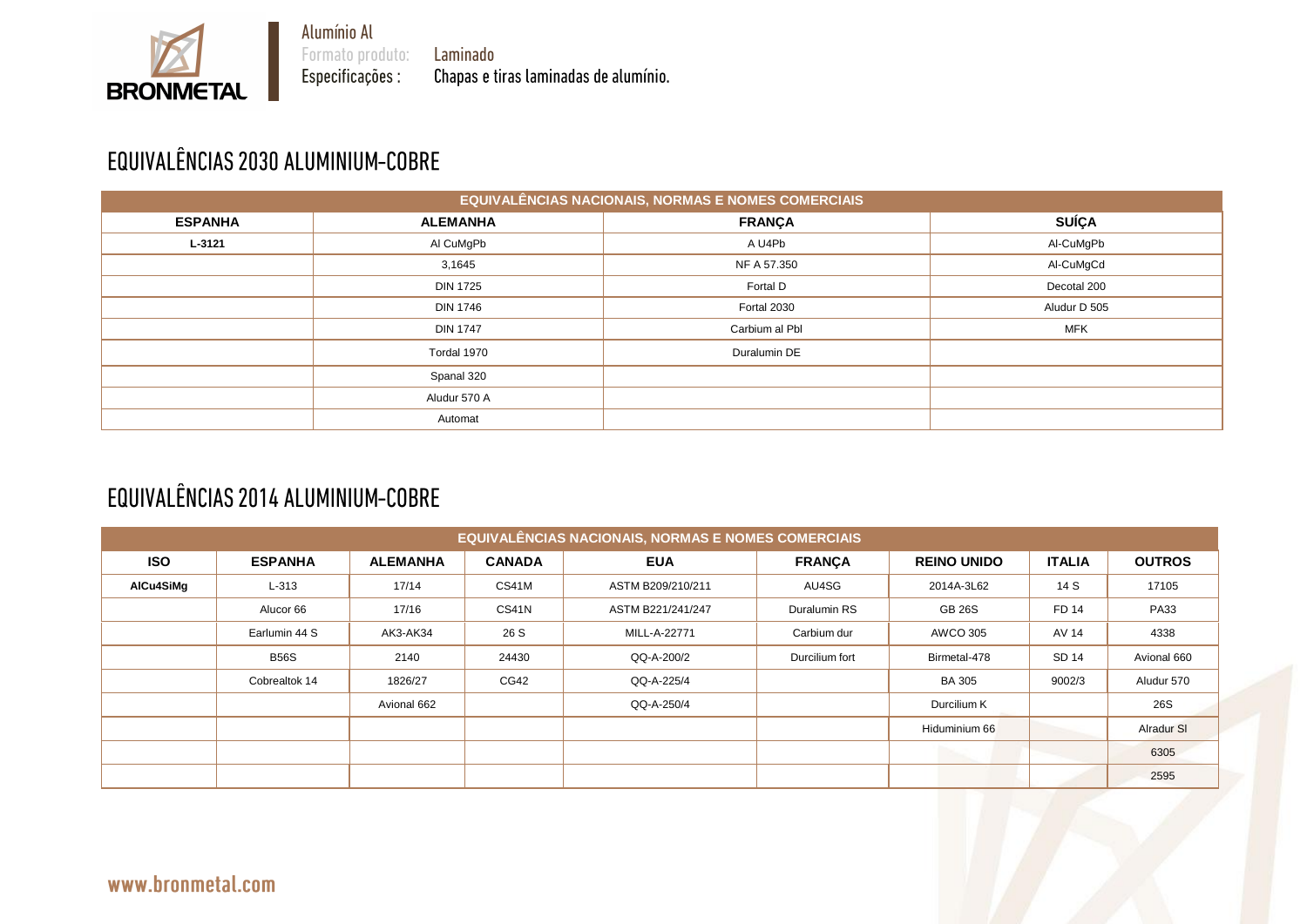Alumínio Al
Formato produto: Laminado
Especificações : Chapas e tiras laminadas de alumínio.

## EQUIVALÊNCIAS 2030 ALUMINIUM-COBRE

| EQUIVALÊNCIAS NACIONAIS, NORMAS E NOMES COMERCIAIS | | | |
|---|---|---|---|
| **ESPANHA** | **ALEMANHA** | **FRANÇA** | **SUÍÇA** |
| **L-3121** | Al CuMgPb | A U4Pb | Al-CuMgPb |
| | 3,1645 | NF A 57.350 | Al-CuMgCd |
| | DIN 1725 | Fortal D | Decotal 200 |
| | DIN 1746 | Fortal 2030 | Aludur D 505 |
| | DIN 1747 | Carbium al Pbl | MFK |
| | Tordal 1970 | Duralumin DE | |
| | Spanal 320 | | |
| | Aludur 570 A | | |
| | Automat | | |

## EQUIVALÊNCIAS 2014 ALUMINIUM-COBRE

| EQUIVALÊNCIAS NACIONAIS, NORMAS E NOMES COMERCIAIS | | | | | | | | |
|---|---|---|---|---|---|---|---|---|
| **ISO** | **ESPANHA** | **ALEMANHA** | **CANADA** | **EUA** | **FRANÇA** | **REINO UNIDO** | **ITALIA** | **OUTROS** |
| **AlCu4SiMg** | L-313 | 17/14 | CS41M | ASTM B209/210/211 | AU4SG | 2014A-3L62 | 14 S | 17105 |
| | Alucor 66 | 17/16 | CS41N | ASTM B221/241/247 | Duralumin RS | GB 26S | FD 14 | PA33 |
| | Earlumin 44 S | AK3-AK34 | 26 S | MILL-A-22771 | Carbium dur | AWCO 305 | AV 14 | 4338 |
| | B56S | 2140 | 24430 | QQ-A-200/2 | Durcilium fort | Birmetal-478 | SD 14 | Avional 660 |
| | Cobrealtok 14 | 1826/27 | CG42 | QQ-A-225/4 | | BA 305 | 9002/3 | Aludur 570 |
| | | Avional 662 | | QQ-A-250/4 | | Durcilium K | | 26S |
| | | | | | | Hiduminium 66 | | Alradur SI |
| | | | | | | | | 6305 |
| | | | | | | | | 2595 |

www.bronmetal.com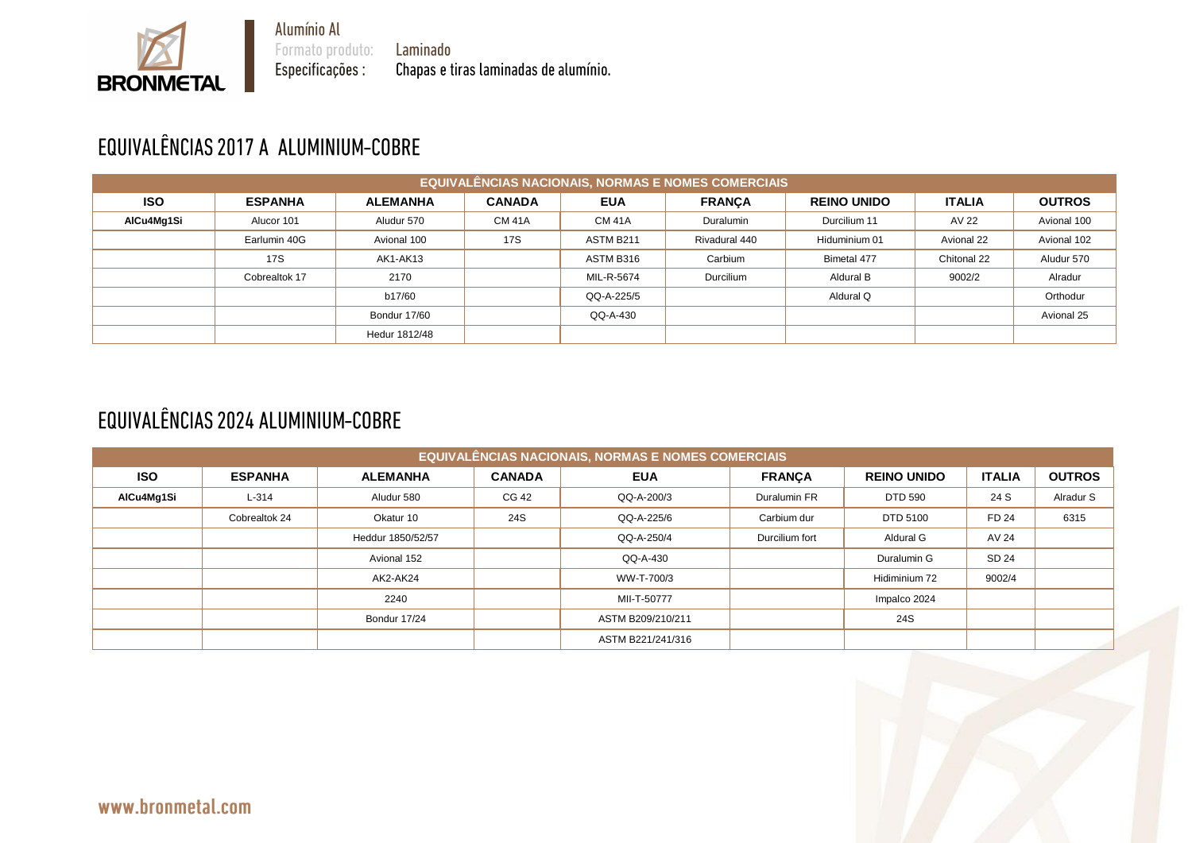Alumínio Al
Formato produto: Laminado
Especificações : Chapas e tiras laminadas de alumínio.

# EQUIVALÊNCIAS 2017 A ALUMINIUM-COBRE

| EQUIVALÊNCIAS NACIONAIS, NORMAS E NOMES COMERCIAIS | | | | | | | | |
|---|---|---|---|---|---|---|---|---|
| **ISO** | **ESPANHA** | **ALEMANHA** | **CANADA** | **EUA** | **FRANÇA** | **REINO UNIDO** | **ITALIA** | **OUTROS** |
| **AlCu4Mg1Si** | Alucor 101 | Aludur 570 | CM 41A | CM 41A | Duralumin | Durcilium 11 | AV 22 | Avional 100 |
| | Earlumin 40G | Avional 100 | 17S | ASTM B211 | Rivadural 440 | Hiduminium 01 | Avional 22 | Avional 102 |
| | 17S | AK1-AK13 | | ASTM B316 | Carbium | Bimetal 477 | Chitonal 22 | Aludur 570 |
| | Cobrealtok 17 | 2170 | | MIL-R-5674 | Durcilium | Aldural B | 9002/2 | Alradur |
| | | b17/60 | | QQ-A-225/5 | | Aldural Q | | Orthodur |
| | | Bondur 17/60 | | QQ-A-430 | | | | Avional 25 |
| | | Hedur 1812/48 | | | | | | |

# EQUIVALÊNCIAS 2024 ALUMINIUM-COBRE

| EQUIVALÊNCIAS NACIONAIS, NORMAS E NOMES COMERCIAIS | | | | | | | | |
|---|---|---|---|---|---|---|---|---|
| **ISO** | **ESPANHA** | **ALEMANHA** | **CANADA** | **EUA** | **FRANÇA** | **REINO UNIDO** | **ITALIA** | **OUTROS** |
| **AlCu4Mg1Si** | L-314 | Aludur 580 | CG 42 | QQ-A-200/3 | Duralumin FR | DTD 590 | 24 S | Alradur S |
| | Cobrealtok 24 | Okatur 10 | 24S | QQ-A-225/6 | Carbium dur | DTD 5100 | FD 24 | 6315 |
| | | Heddur 1850/52/57 | | QQ-A-250/4 | Durcilium fort | Aldural G | AV 24 | |
| | | Avional 152 | | QQ-A-430 | | Duralumin G | SD 24 | |
| | | AK2-AK24 | | WW-T-700/3 | | Hidiminium 72 | 9002/4 | |
| | | 2240 | | MIl-T-50777 | | Impalco 2024 | | |
| | | Bondur 17/24 | | ASTM B209/210/211 | | 24S | | |
| | | | | ASTM B221/241/316 | | | | |

www.bronmetal.com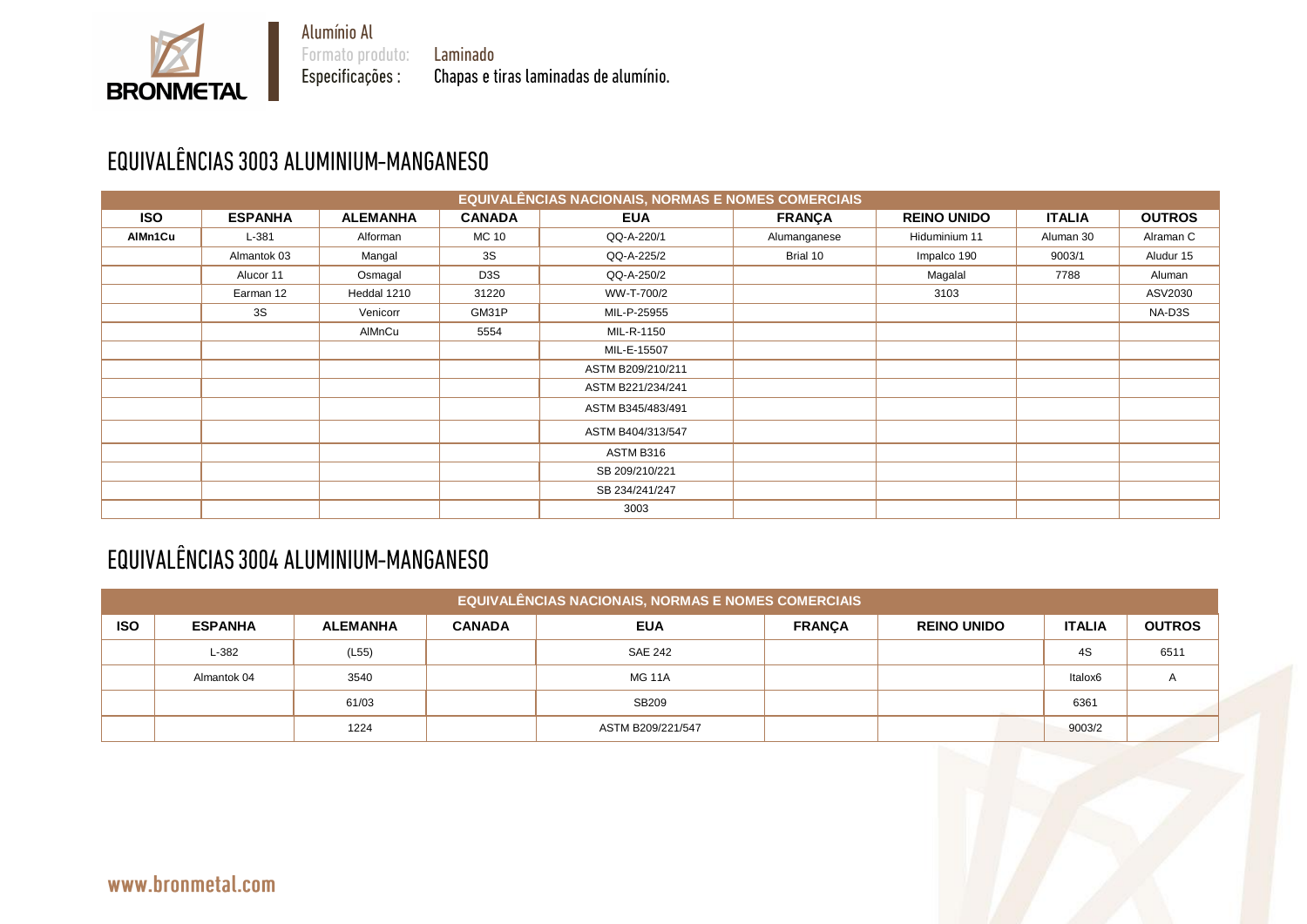Alumínio Al
Formato produto: Laminado
Especificações : Chapas e tiras laminadas de alumínio.

## EQUIVALÊNCIAS 3003 ALUMINIUM-MANGANESO

| EQUIVALÊNCIAS NACIONAIS, NORMAS E NOMES COMERCIAIS | | | | | | | | |
|---|---|---|---|---|---|---|---|---|
| **ISO** | **ESPANHA** | **ALEMANHA** | **CANADA** | **EUA** | **FRANÇA** | **REINO UNIDO** | **ITALIA** | **OUTROS** |
| **AlMn1Cu** | L-381 | Alforman | MC 10 | QQ-A-220/1 | Alumanganese | Hiduminium 11 | Aluman 30 | Alraman C |
| | Almantok 03 | Mangal | 3S | QQ-A-225/2 | Brial 10 | Impalco 190 | 9003/1 | Aludur 15 |
| | Alucor 11 | Osmagal | D3S | QQ-A-250/2 | | Magalal | 7788 | Aluman |
| | Earman 12 | Heddal 1210 | 31220 | WW-T-700/2 | | 3103 | | ASV2030 |
| | 3S | Venicorr | GM31P | MIL-P-25955 | | | | NA-D3S |
| | | AlMnCu | 5554 | MIL-R-1150 | | | | |
| | | | | MIL-E-15507 | | | | |
| | | | | ASTM B209/210/211 | | | | |
| | | | | ASTM B221/234/241 | | | | |
| | | | | ASTM B345/483/491 | | | | |
| | | | | ASTM B404/313/547 | | | | |
| | | | | ASTM B316 | | | | |
| | | | | SB 209/210/221 | | | | |
| | | | | SB 234/241/247 | | | | |
| | | | | 3003 | | | | |

## EQUIVALÊNCIAS 3004 ALUMINIUM-MANGANESO

| EQUIVALÊNCIAS NACIONAIS, NORMAS E NOMES COMERCIAIS | | | | | | | | |
|---|---|---|---|---|---|---|---|---|
| **ISO** | **ESPANHA** | **ALEMANHA** | **CANADA** | **EUA** | **FRANÇA** | **REINO UNIDO** | **ITALIA** | **OUTROS** |
| | L-382 | (L55) | | SAE 242 | | | 4S | 6511 |
| | Almantok 04 | 3540 | | MG 11A | | | Italox6 | A |
| | | 61/03 | | SB209 | | | 6361 | |
| | | 1224 | | ASTM B209/221/547 | | | 9003/2 | |

www.bronmetal.com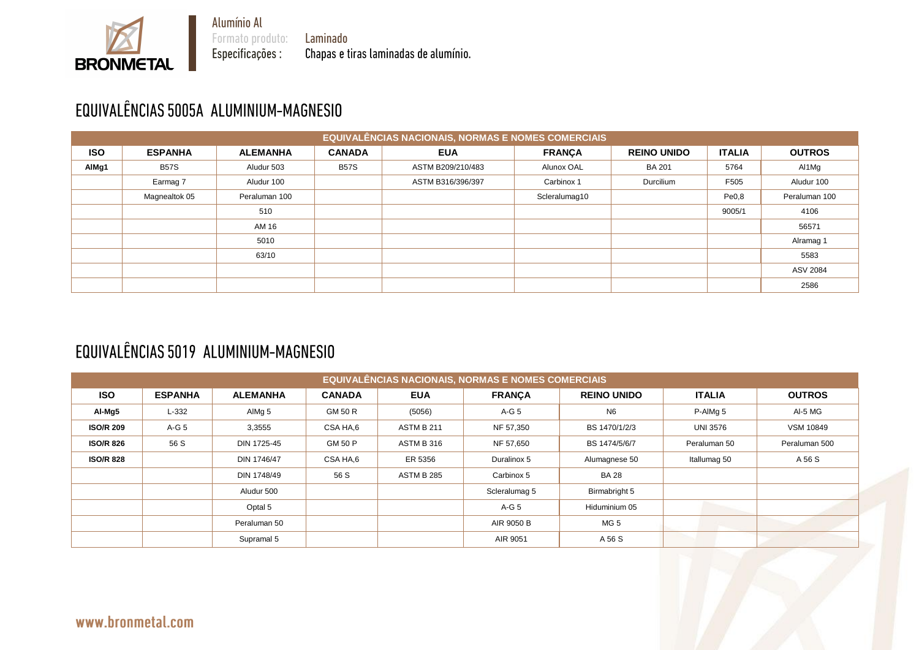Alumínio Al
Formato produto: Laminado
Especificações : Chapas e tiras laminadas de alumínio.

# EQUIVALÊNCIAS 5005A ALUMINIUM-MAGNESIO

| EQUIVALÊNCIAS NACIONAIS, NORMAS E NOMES COMERCIAIS | | | | | | | | |
|---|---|---|---|---|---|---|---|---|
| **ISO** | **ESPANHA** | **ALEMANHA** | **CANADA** | **EUA** | **FRANÇA** | **REINO UNIDO** | **ITALIA** | **OUTROS** |
| **AlMg1** | B57S | Aludur 503 | B57S | ASTM B209/210/483 | Alunox OAL | BA 201 | 5764 | Al1Mg |
| | Earmag 7 | Aludur 100 | | ASTM B316/396/397 | Carbinox 1 | Durcilium | F505 | Aludur 100 |
| | Magnealtok 05 | Peraluman 100 | | | Scleralumag10 | | Pe0,8 | Peraluman 100 |
| | | 510 | | | | | 9005/1 | 4106 |
| | | AM 16 | | | | | | 56571 |
| | | 5010 | | | | | | Alramag 1 |
| | | 63/10 | | | | | | 5583 |
| | | | | | | | | ASV 2084 |
| | | | | | | | | 2586 |

# EQUIVALÊNCIAS 5019 ALUMINIUM-MAGNESIO

| EQUIVALÊNCIAS NACIONAIS, NORMAS E NOMES COMERCIAIS | | | | | | | | |
|---|---|---|---|---|---|---|---|---|
| **ISO** | **ESPANHA** | **ALEMANHA** | **CANADA** | **EUA** | **FRANÇA** | **REINO UNIDO** | **ITALIA** | **OUTROS** |
| **Al-Mg5** | L-332 | AlMg 5 | GM 50 R | (5056) | A-G 5 | N6 | P-AlMg 5 | Al-5 MG |
| **ISO/R 209** | A-G 5 | 3,3555 | CSA HA,6 | ASTM B 211 | NF 57,350 | BS 1470/1/2/3 | UNI 3576 | VSM 10849 |
| **ISO/R 826** | 56 S | DIN 1725-45 | GM 50 P | ASTM B 316 | NF 57,650 | BS 1474/5/6/7 | Peraluman 50 | Peraluman 500 |
| **ISO/R 828** | | DIN 1746/47 | CSA HA,6 | ER 5356 | Duralinox 5 | Alumagnese 50 | Itallumag 50 | A 56 S |
| | | DIN 1748/49 | 56 S | ASTM B 285 | Carbinox 5 | BA 28 | | |
| | | Aludur 500 | | | Scleralumag 5 | Birmabright 5 | | |
| | | Optal 5 | | | A-G 5 | Hiduminium 05 | | |
| | | Peraluman 50 | | | AIR 9050 B | MG 5 | | |
| | | Supramal 5 | | | AIR 9051 | A 56 S | | |

www.bronmetal.com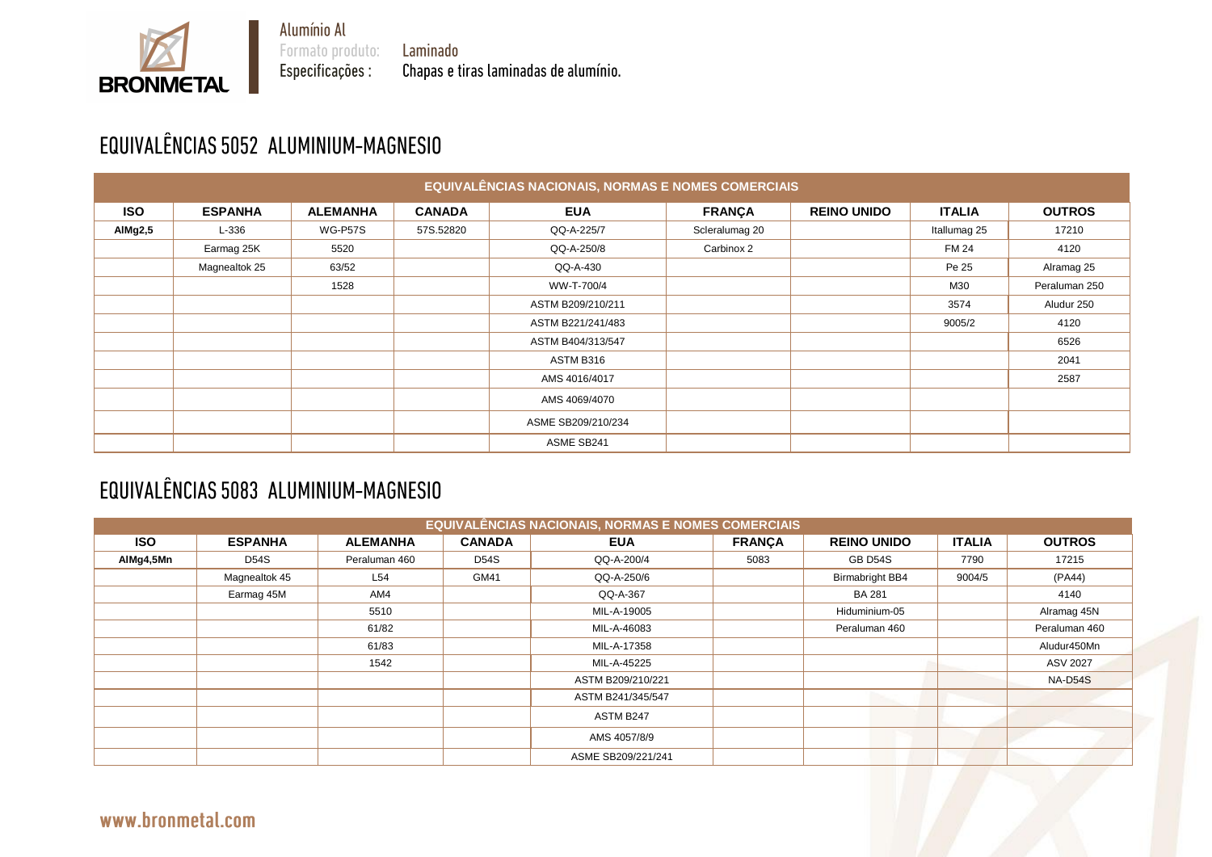Alumínio Al
Formato produto: Laminado
Especificações : Chapas e tiras laminadas de alumínio.

# EQUIVALÊNCIAS 5052 ALUMINIUM-MAGNESIO

| EQUIVALÊNCIAS NACIONAIS, NORMAS E NOMES COMERCIAIS | | | | | | | | |
|---|---|---|---|---|---|---|---|---|
| **ISO** | **ESPANHA** | **ALEMANHA** | **CANADA** | **EUA** | **FRANÇA** | **REINO UNIDO** | **ITALIA** | **OUTROS** |
| **AlMg2,5** | L-336 | WG-P57S | 57S.52820 | QQ-A-225/7 | Scleralumag 20 | | Itallumag 25 | 17210 |
| | Earmag 25K | 5520 | | QQ-A-250/8 | Carbinox 2 | | FM 24 | 4120 |
| | Magnealtok 25 | 63/52 | | QQ-A-430 | | | Pe 25 | Alramag 25 |
| | | 1528 | | WW-T-700/4 | | | M30 | Peraluman 250 |
| | | | | ASTM B209/210/211 | | | 3574 | Aludur 250 |
| | | | | ASTM B221/241/483 | | | 9005/2 | 4120 |
| | | | | ASTM B404/313/547 | | | | 6526 |
| | | | | ASTM B316 | | | | 2041 |
| | | | | AMS 4016/4017 | | | | 2587 |
| | | | | AMS 4069/4070 | | | | |
| | | | | ASME SB209/210/234 | | | | |
| | | | | ASME SB241 | | | | |

# EQUIVALÊNCIAS 5083 ALUMINIUM-MAGNESIO

| EQUIVALÊNCIAS NACIONAIS, NORMAS E NOMES COMERCIAIS | | | | | | | | |
|---|---|---|---|---|---|---|---|---|
| **ISO** | **ESPANHA** | **ALEMANHA** | **CANADA** | **EUA** | **FRANÇA** | **REINO UNIDO** | **ITALIA** | **OUTROS** |
| **AlMg4,5Mn** | D54S | Peraluman 460 | D54S | QQ-A-200/4 | 5083 | GB D54S | 7790 | 17215 |
| | Magnealtok 45 | L54 | GM41 | QQ-A-250/6 | | Birmabright BB4 | 9004/5 | (PA44) |
| | Earmag 45M | AM4 | | QQ-A-367 | | BA 281 | | 4140 |
| | | 5510 | | MIL-A-19005 | | Hiduminium-05 | | Alramag 45N |
| | | 61/82 | | MIL-A-46083 | | Peraluman 460 | | Peraluman 460 |
| | | 61/83 | | MIL-A-17358 | | | | Aludur450Mn |
| | | 1542 | | MIL-A-45225 | | | | ASV 2027 |
| | | | | ASTM B209/210/221 | | | | NA-D54S |
| | | | | ASTM B241/345/547 | | | | |
| | | | | ASTM B247 | | | | |
| | | | | AMS 4057/8/9 | | | | |
| | | | | ASME SB209/221/241 | | | | |

www.bronmetal.com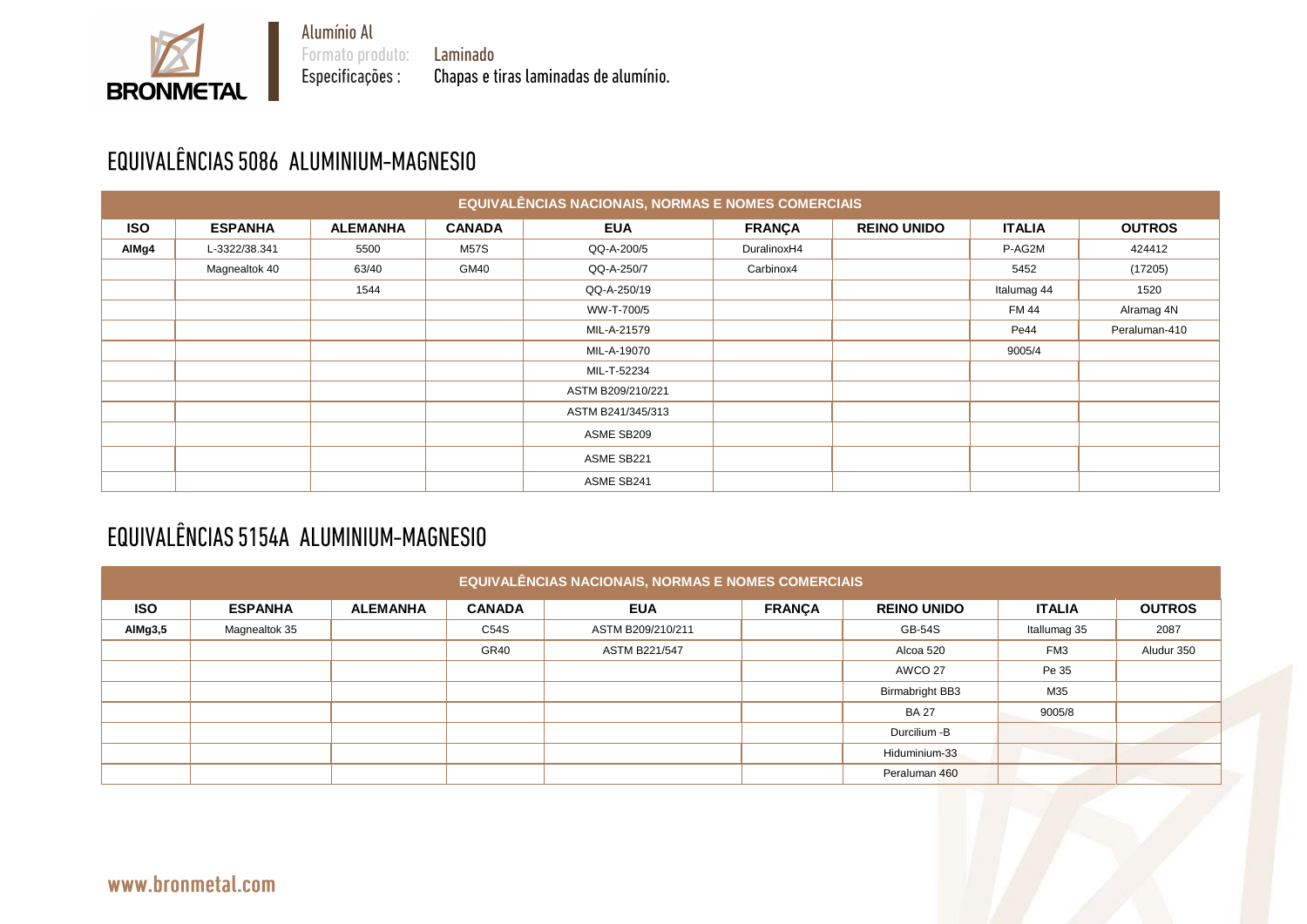Alumínio Al
Formato produto: Laminado
Especificações : Chapas e tiras laminadas de alumínio.

# EQUIVALÊNCIAS 5086 ALUMINIUM-MAGNESIO

| EQUIVALÊNCIAS NACIONAIS, NORMAS E NOMES COMERCIAIS | | | | | | | | |
|---|---|---|---|---|---|---|---|---|
| **ISO** | **ESPANHA** | **ALEMANHA** | **CANADA** | **EUA** | **FRANÇA** | **REINO UNIDO** | **ITALIA** | **OUTROS** |
| **AlMg4** | L-3322/38.341 | 5500 | M57S | QQ-A-200/5 | DuralinoxH4 | | P-AG2M | 424412 |
| | Magnealtok 40 | 63/40 | GM40 | QQ-A-250/7 | Carbinox4 | | 5452 | (17205) |
| | | 1544 | | QQ-A-250/19 | | | Italumag 44 | 1520 |
| | | | | WW-T-700/5 | | | FM 44 | Alramag 4N |
| | | | | MIL-A-21579 | | | Pe44 | Peraluman-410 |
| | | | | MIL-A-19070 | | | 9005/4 | |
| | | | | MIL-T-52234 | | | | |
| | | | | ASTM B209/210/221 | | | | |
| | | | | ASTM B241/345/313 | | | | |
| | | | | ASME SB209 | | | | |
| | | | | ASME SB221 | | | | |
| | | | | ASME SB241 | | | | |

# EQUIVALÊNCIAS 5154A ALUMINIUM-MAGNESIO

| EQUIVALÊNCIAS NACIONAIS, NORMAS E NOMES COMERCIAIS | | | | | | | | |
|---|---|---|---|---|---|---|---|---|
| **ISO** | **ESPANHA** | **ALEMANHA** | **CANADA** | **EUA** | **FRANÇA** | **REINO UNIDO** | **ITALIA** | **OUTROS** |
| **AlMg3,5** | Magnealtok 35 | | C54S | ASTM B209/210/211 | | GB-54S | Itallumag 35 | 2087 |
| | | | GR40 | ASTM B221/547 | | Alcoa 520 | FM3 | Aludur 350 |
| | | | | | | AWCO 27 | Pe 35 | |
| | | | | | | Birmabright BB3 | M35 | |
| | | | | | | BA 27 | 9005/8 | |
| | | | | | | Durcilium -B | | |
| | | | | | | Hiduminium-33 | | |
| | | | | | | Peraluman 460 | | |

www.bronmetal.com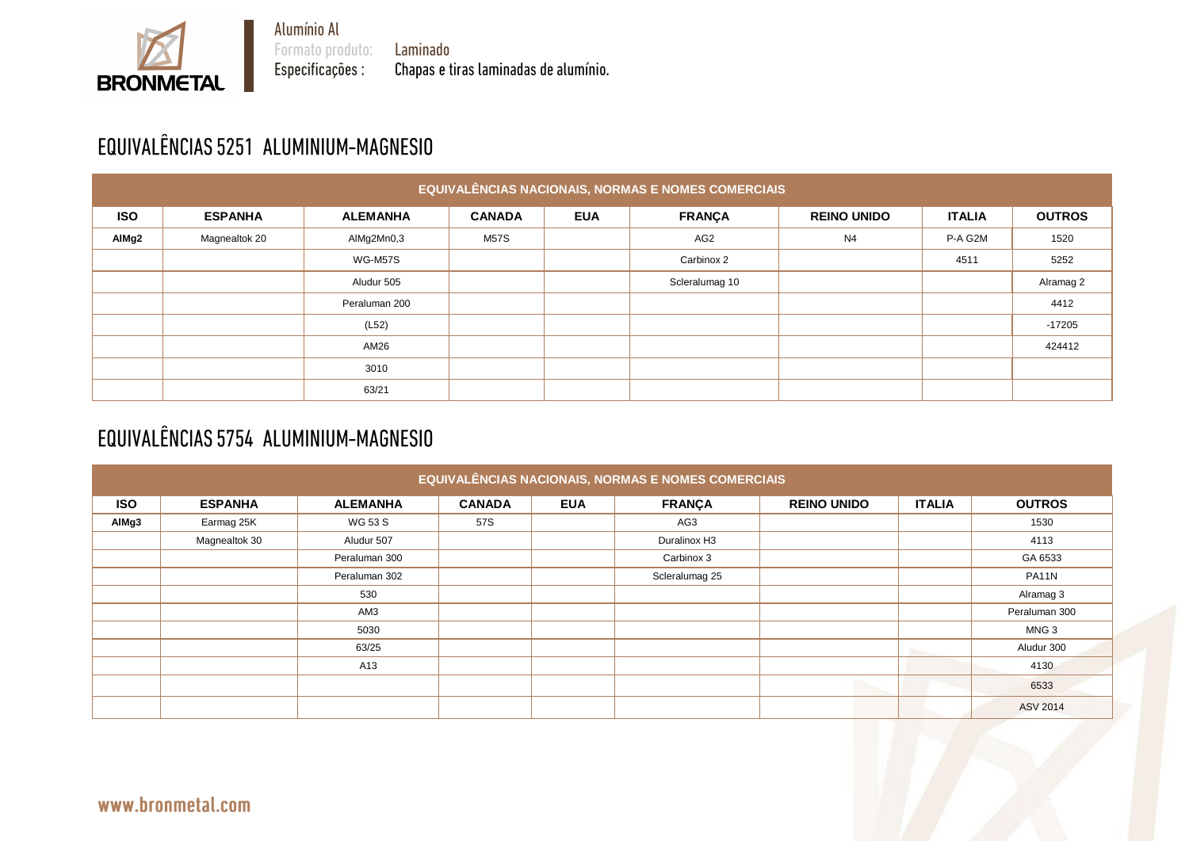Alumínio Al
Formato produto: Laminado
Especificações : Chapas e tiras laminadas de alumínio.

## EQUIVALÊNCIAS 5251 ALUMINIUM-MAGNESIO

| EQUIVALÊNCIAS NACIONAIS, NORMAS E NOMES COMERCIAIS | | | | | | | | |
|---|---|---|---|---|---|---|---|---|
| **ISO** | **ESPANHA** | **ALEMANHA** | **CANADA** | **EUA** | **FRANÇA** | **REINO UNIDO** | **ITALIA** | **OUTROS** |
| **AlMg2** | Magnealtok 20 | AlMg2Mn0,3 | M57S | | AG2 | N4 | P-A G2M | 1520 |
| | | WG-M57S | | | Carbinox 2 | | 4511 | 5252 |
| | | Aludur 505 | | | Scleralumag 10 | | | Alramag 2 |
| | | Peraluman 200 | | | | | | 4412 |
| | | (L52) | | | | | | -17205 |
| | | AM26 | | | | | | 424412 |
| | | 3010 | | | | | | |
| | | 63/21 | | | | | | |

## EQUIVALÊNCIAS 5754 ALUMINIUM-MAGNESIO

| EQUIVALÊNCIAS NACIONAIS, NORMAS E NOMES COMERCIAIS | | | | | | | | |
|---|---|---|---|---|---|---|---|---|
| **ISO** | **ESPANHA** | **ALEMANHA** | **CANADA** | **EUA** | **FRANÇA** | **REINO UNIDO** | **ITALIA** | **OUTROS** |
| **AlMg3** | Earmag 25K | WG 53 S | 57S | | AG3 | | | 1530 |
| | Magnealtok 30 | Aludur 507 | | | Duralinox H3 | | | 4113 |
| | | Peraluman 300 | | | Carbinox 3 | | | GA 6533 |
| | | Peraluman 302 | | | Scleralumag 25 | | | PA11N |
| | | 530 | | | | | | Alramag 3 |
| | | AM3 | | | | | | Peraluman 300 |
| | | 5030 | | | | | | MNG 3 |
| | | 63/25 | | | | | | Aludur 300 |
| | | A13 | | | | | | 4130 |
| | | | | | | | | 6533 |
| | | | | | | | | ASV 2014 |

www.bronmetal.com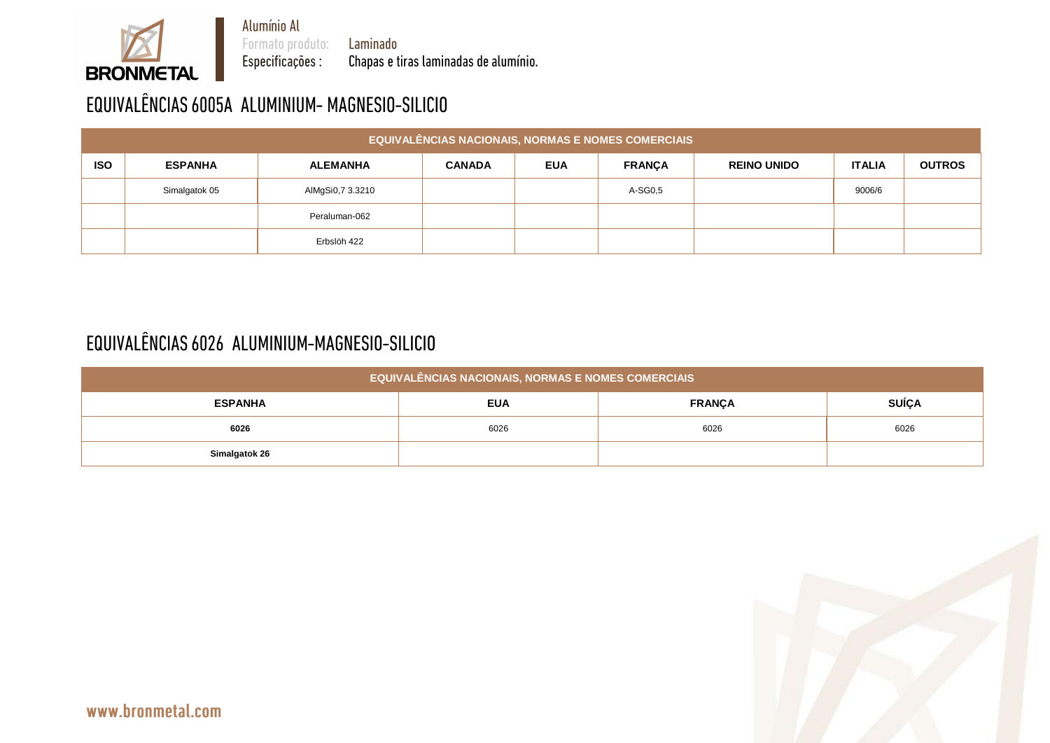Alumínio Al
Formato produto: Laminado
Especificações : Chapas e tiras laminadas de alumínio.

## EQUIVALÊNCIAS 6005A ALUMINIUM- MAGNESIO-SILICIO

| EQUIVALÊNCIAS NACIONAIS, NORMAS E NOMES COMERCIAIS | | | | | | | | |
|---|---|---|---|---|---|---|---|---|
| **ISO** | **ESPANHA** | **ALEMANHA** | **CANADA** | **EUA** | **FRANÇA** | **REINO UNIDO** | **ITALIA** | **OUTROS** |
| | Simalgatok 05 | AlMgSi0,7 3.3210 | | | A-SG0,5 | | 9006/6 | |
| | | Peraluman-062 | | | | | | |
| | | Erbslöh 422 | | | | | | |

## EQUIVALÊNCIAS 6026 ALUMINIUM-MAGNESIO-SILICIO

| EQUIVALÊNCIAS NACIONAIS, NORMAS E NOMES COMERCIAIS | | | |
|---|---|---|---|
| **ESPANHA** | **EUA** | **FRANÇA** | **SUÍÇA** |
| **6026** | 6026 | 6026 | 6026 |
| **Simalgatok 26** | | | |

www.bronmetal.com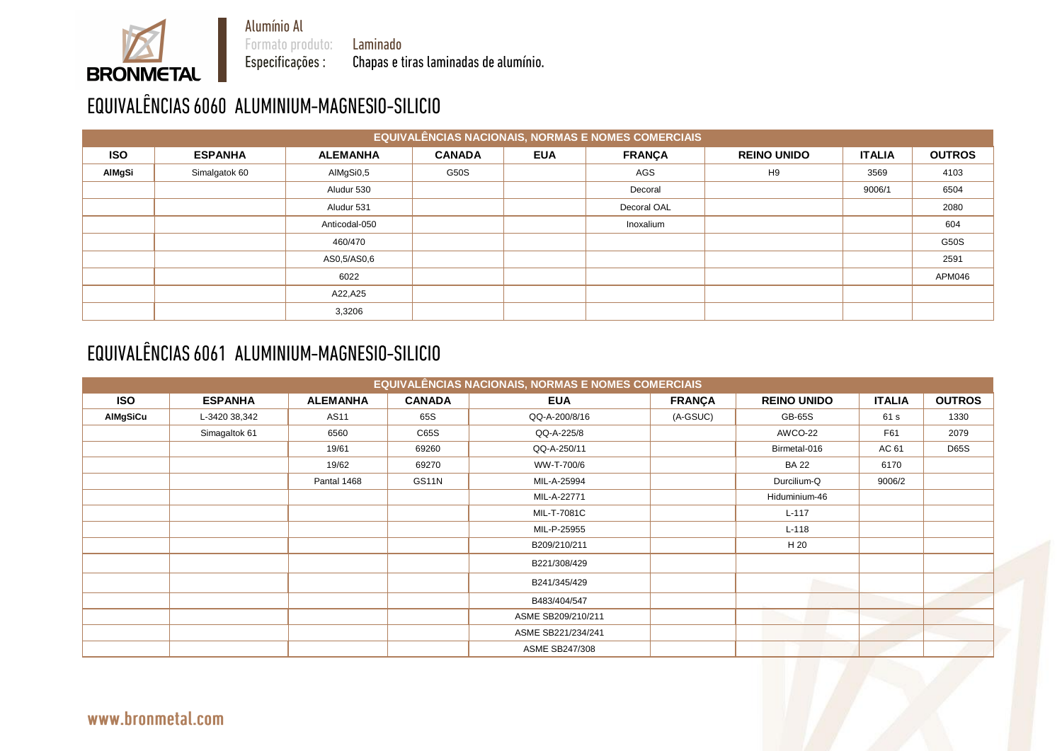Alumínio Al
Formato produto: Laminado
Especificações : Chapas e tiras laminadas de alumínio.

# EQUIVALÊNCIAS 6060 ALUMINIUM-MAGNESIO-SILICIO

| EQUIVALÊNCIAS NACIONAIS, NORMAS E NOMES COMERCIAIS | | | | | | | | |
|---|---|---|---|---|---|---|---|---|
| **ISO** | **ESPANHA** | **ALEMANHA** | **CANADA** | **EUA** | **FRANÇA** | **REINO UNIDO** | **ITALIA** | **OUTROS** |
| **AlMgSi** | Simalgatok 60 | AlMgSi0,5 | G50S | | AGS | H9 | 3569 | 4103 |
| | | Aludur 530 | | | Decoral | | 9006/1 | 6504 |
| | | Aludur 531 | | | Decoral OAL | | | 2080 |
| | | Anticodal-050 | | | Inoxalium | | | 604 |
| | | 460/470 | | | | | | G50S |
| | | AS0,5/AS0,6 | | | | | | 2591 |
| | | 6022 | | | | | | APM046 |
| | | A22,A25 | | | | | | |
| | | 3,3206 | | | | | | |

# EQUIVALÊNCIAS 6061 ALUMINIUM-MAGNESIO-SILICIO

| EQUIVALÊNCIAS NACIONAIS, NORMAS E NOMES COMERCIAIS | | | | | | | | |
|---|---|---|---|---|---|---|---|---|
| **ISO** | **ESPANHA** | **ALEMANHA** | **CANADA** | **EUA** | **FRANÇA** | **REINO UNIDO** | **ITALIA** | **OUTROS** |
| **AlMgSiCu** | L-3420 38,342 | AS11 | 65S | QQ-A-200/8/16 | (A-GSUC) | GB-65S | 61 s | 1330 |
| | Simagaltok 61 | 6560 | C65S | QQ-A-225/8 | | AWCO-22 | F61 | 2079 |
| | | 19/61 | 69260 | QQ-A-250/11 | | Birmetal-016 | AC 61 | D65S |
| | | 19/62 | 69270 | WW-T-700/6 | | BA 22 | 6170 | |
| | | Pantal 1468 | GS11N | MIL-A-25994 | | Durcilium-Q | 9006/2 | |
| | | | | MIL-A-22771 | | Hiduminium-46 | | |
| | | | | MIL-T-7081C | | L-117 | | |
| | | | | MIL-P-25955 | | L-118 | | |
| | | | | B209/210/211 | | H 20 | | |
| | | | | B221/308/429 | | | | |
| | | | | B241/345/429 | | | | |
| | | | | B483/404/547 | | | | |
| | | | | ASME SB209/210/211 | | | | |
| | | | | ASME SB221/234/241 | | | | |
| | | | | ASME SB247/308 | | | | |

www.bronmetal.com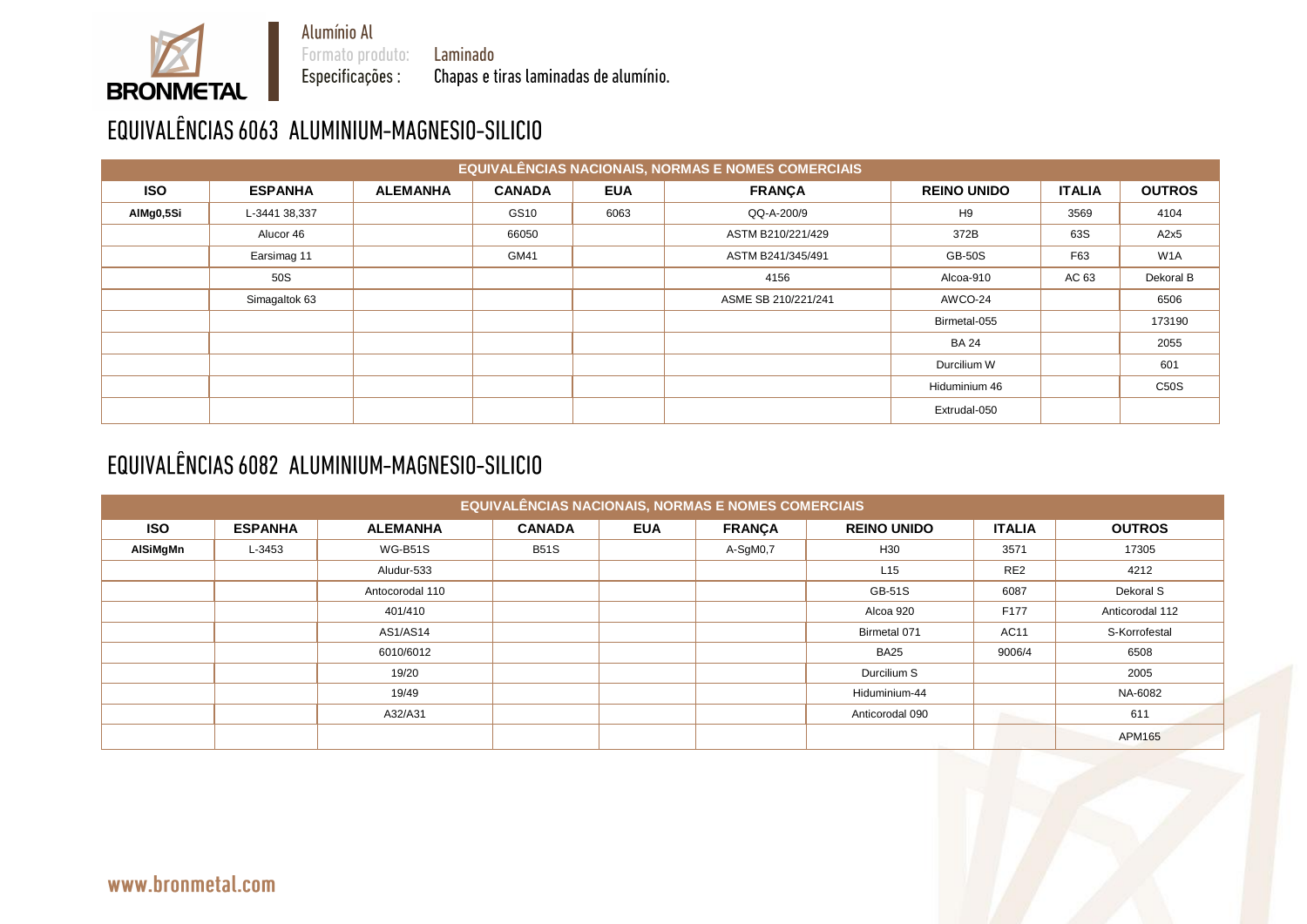Alumínio Al

Formato produto: Laminado

Especificações : Chapas e tiras laminadas de alumínio.

# EQUIVALÊNCIAS 6063 ALUMINIUM-MAGNESIO-SILICIO

| EQUIVALÊNCIAS NACIONAIS, NORMAS E NOMES COMERCIAIS | | | | | | | | |
|---|---|---|---|---|---|---|---|---|
| **ISO** | **ESPANHA** | **ALEMANHA** | **CANADA** | **EUA** | **FRANÇA** | **REINO UNIDO** | **ITALIA** | **OUTROS** |
| **AlMg0,5Si** | L-3441 38,337 | | GS10 | 6063 | QQ-A-200/9 | H9 | 3569 | 4104 |
| | Alucor 46 | | 66050 | | ASTM B210/221/429 | 372B | 63S | A2x5 |
| | Earsimag 11 | | GM41 | | ASTM B241/345/491 | GB-50S | F63 | W1A |
| | 50S | | | | 4156 | Alcoa-910 | AC 63 | Dekoral B |
| | Simagaltok 63 | | | | ASME SB 210/221/241 | AWCO-24 | | 6506 |
| | | | | | | Birmetal-055 | | 173190 |
| | | | | | | BA 24 | | 2055 |
| | | | | | | Durcilium W | | 601 |
| | | | | | | Hiduminium 46 | | C50S |
| | | | | | | Extrudal-050 | | |

# EQUIVALÊNCIAS 6082 ALUMINIUM-MAGNESIO-SILICIO

| EQUIVALÊNCIAS NACIONAIS, NORMAS E NOMES COMERCIAIS | | | | | | | | |
|---|---|---|---|---|---|---|---|---|
| **ISO** | **ESPANHA** | **ALEMANHA** | **CANADA** | **EUA** | **FRANÇA** | **REINO UNIDO** | **ITALIA** | **OUTROS** |
| **AlSiMgMn** | L-3453 | WG-B51S | B51S | | A-SgM0,7 | H30 | 3571 | 17305 |
| | | Aludur-533 | | | | L15 | RE2 | 4212 |
| | | Antocorodal 110 | | | | GB-51S | 6087 | Dekoral S |
| | | 401/410 | | | | Alcoa 920 | F177 | Anticorodal 112 |
| | | AS1/AS14 | | | | Birmetal 071 | AC11 | S-Korrofestal |
| | | 6010/6012 | | | | BA25 | 9006/4 | 6508 |
| | | 19/20 | | | | Durcilium S | | 2005 |
| | | 19/49 | | | | Hiduminium-44 | | NA-6082 |
| | | A32/A31 | | | | Anticorodal 090 | | 611 |
| | | | | | | | | APM165 |

www.bronmetal.com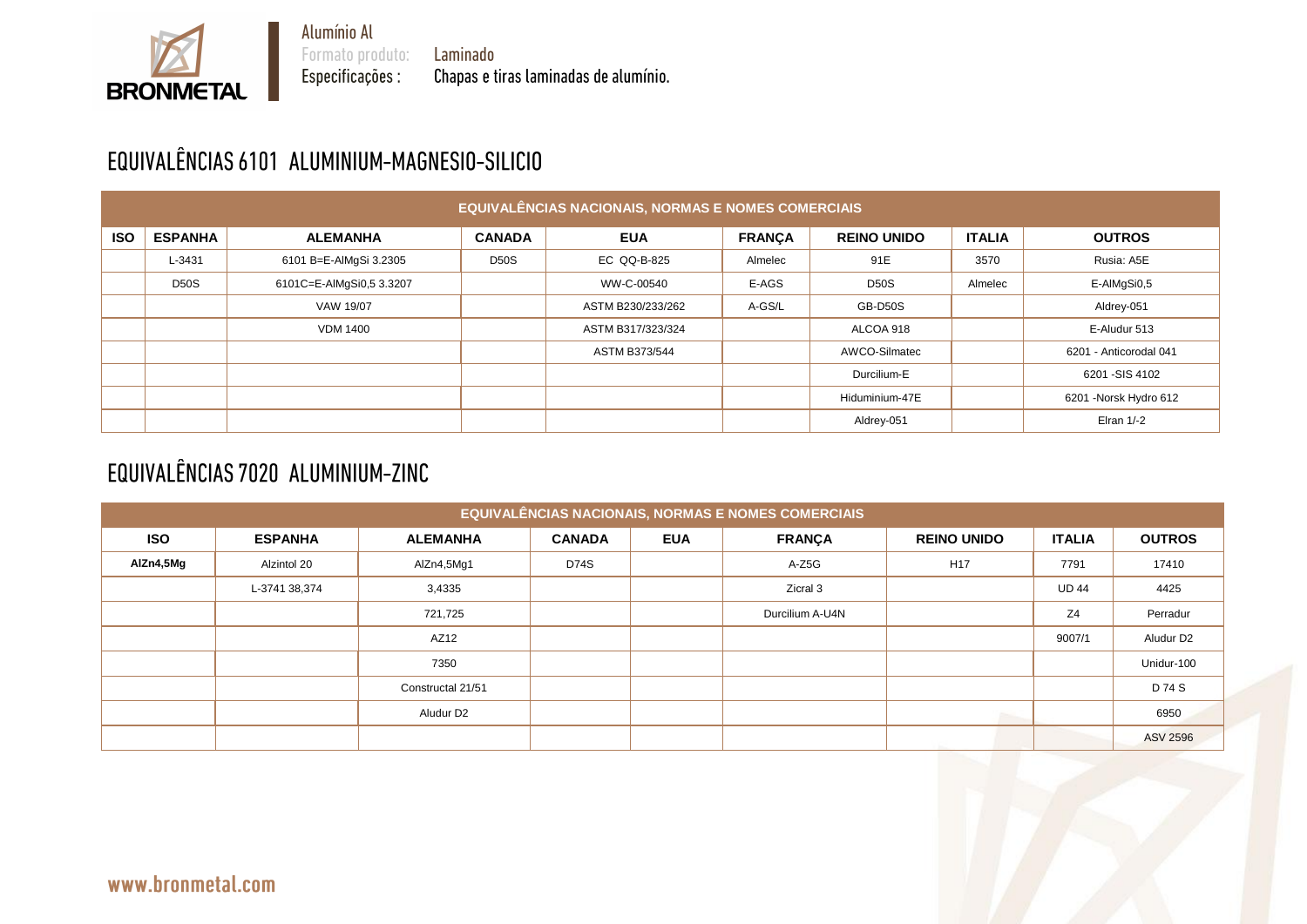Alumínio Al
Formato produto: Laminado
Especificações : Chapas e tiras laminadas de alumínio.

# EQUIVALÊNCIAS 6101 ALUMINIUM-MAGNESIO-SILICIO

| EQUIVALÊNCIAS NACIONAIS, NORMAS E NOMES COMERCIAIS | | | | | | | | |
|---|---|---|---|---|---|---|---|---|
| **ISO** | **ESPANHA** | **ALEMANHA** | **CANADA** | **EUA** | **FRANÇA** | **REINO UNIDO** | **ITALIA** | **OUTROS** |
| | L-3431 | 6101 B=E-AlMgSi 3.2305 | D50S | EC QQ-B-825 | Almelec | 91E | 3570 | Rusia: A5E |
| | D50S | 6101C=E-AlMgSi0,5 3.3207 | | WW-C-00540 | E-AGS | D50S | Almelec | E-AlMgSi0,5 |
| | | VAW 19/07 | | ASTM B230/233/262 | A-GS/L | GB-D50S | | Aldrey-051 |
| | | VDM 1400 | | ASTM B317/323/324 | | ALCOA 918 | | E-Aludur 513 |
| | | | | ASTM B373/544 | | AWCO-Silmatec | | 6201 - Anticorodal 041 |
| | | | | | | Durcilium-E | | 6201 -SIS 4102 |
| | | | | | | Hiduminium-47E | | 6201 -Norsk Hydro 612 |
| | | | | | | Aldrey-051 | | Elran 1/-2 |

# EQUIVALÊNCIAS 7020 ALUMINIUM-ZINC

| EQUIVALÊNCIAS NACIONAIS, NORMAS E NOMES COMERCIAIS | | | | | | | | |
|---|---|---|---|---|---|---|---|---|
| **ISO** | **ESPANHA** | **ALEMANHA** | **CANADA** | **EUA** | **FRANÇA** | **REINO UNIDO** | **ITALIA** | **OUTROS** |
| **AlZn4,5Mg** | Alzintol 20 | AlZn4,5Mg1 | D74S | | A-Z5G | H17 | 7791 | 17410 |
| | L-3741 38,374 | 3,4335 | | | Zicral 3 | | UD 44 | 4425 |
| | | 721,725 | | | Durcilium A-U4N | | Z4 | Perradur |
| | | AZ12 | | | | | 9007/1 | Aludur D2 |
| | | 7350 | | | | | | Unidur-100 |
| | | Constructal 21/51 | | | | | | D 74 S |
| | | Aludur D2 | | | | | | 6950 |
| | | | | | | | | ASV 2596 |

www.bronmetal.com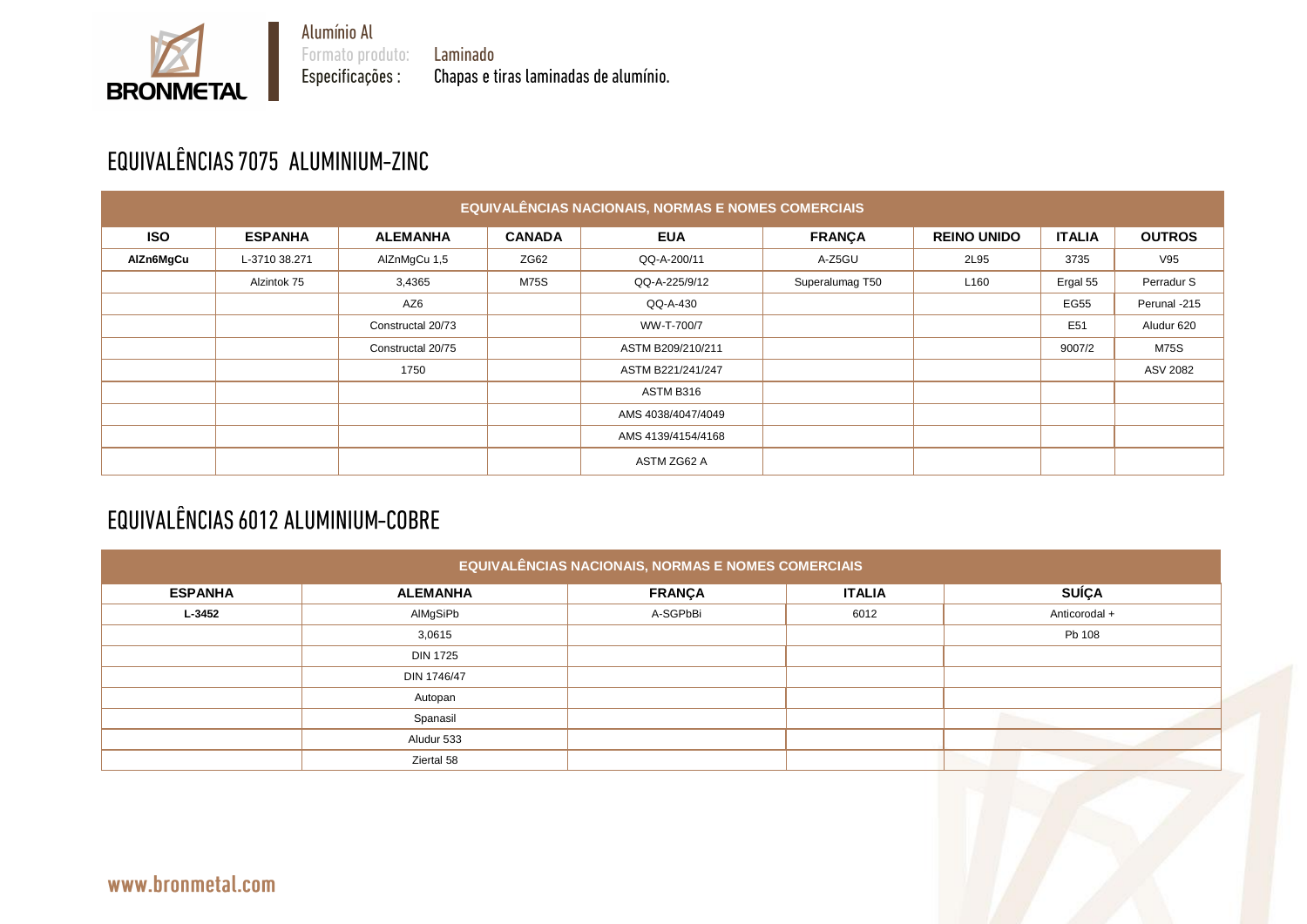Alumínio Al
Formato produto: Laminado
Especificações : Chapas e tiras laminadas de alumínio.

# EQUIVALÊNCIAS 7075 ALUMINIUM-ZINC

| EQUIVALÊNCIAS NACIONAIS, NORMAS E NOMES COMERCIAIS | | | | | | | | |
|---|---|---|---|---|---|---|---|---|
| **ISO** | **ESPANHA** | **ALEMANHA** | **CANADA** | **EUA** | **FRANÇA** | **REINO UNIDO** | **ITALIA** | **OUTROS** |
| **AlZn6MgCu** | L-3710 38.271 | AlZnMgCu 1,5 | ZG62 | QQ-A-200/11 | A-Z5GU | 2L95 | 3735 | V95 |
| | Alzintok 75 | 3,4365 | M75S | QQ-A-225/9/12 | Superalumag T50 | L160 | Ergal 55 | Perradur S |
| | | AZ6 | | QQ-A-430 | | | EG55 | Perunal -215 |
| | | Constructal 20/73 | | WW-T-700/7 | | | E51 | Aludur 620 |
| | | Constructal 20/75 | | ASTM B209/210/211 | | | 9007/2 | M75S |
| | | 1750 | | ASTM B221/241/247 | | | | ASV 2082 |
| | | | | ASTM B316 | | | | |
| | | | | AMS 4038/4047/4049 | | | | |
| | | | | AMS 4139/4154/4168 | | | | |
| | | | | ASTM ZG62 A | | | | |

# EQUIVALÊNCIAS 6012 ALUMINIUM-COBRE

| EQUIVALÊNCIAS NACIONAIS, NORMAS E NOMES COMERCIAIS | | | | |
|---|---|---|---|---|
| **ESPANHA** | **ALEMANHA** | **FRANÇA** | **ITALIA** | **SUÍÇA** |
| **L-3452** | AlMgSiPb | A-SGPbBi | 6012 | Anticorodal + |
| | 3,0615 | | | Pb 108 |
| | DIN 1725 | | | |
| | DIN 1746/47 | | | |
| | Autopan | | | |
| | Spanasil | | | |
| | Aludur 533 | | | |
| | Ziertal 58 | | | |

www.bronmetal.com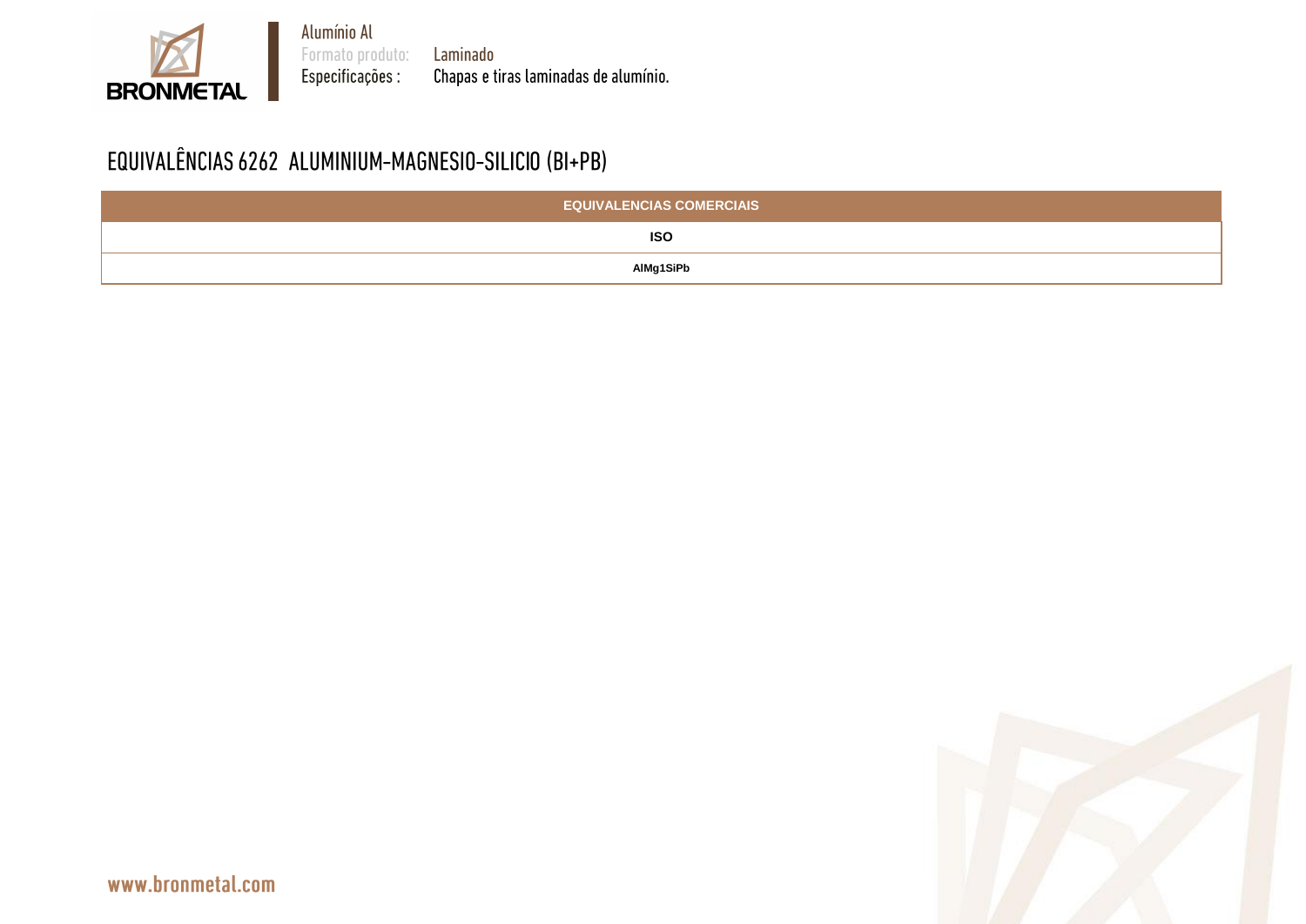Alumínio Al
Formato produto: Laminado
Especificações : Chapas e tiras laminadas de alumínio.

# EQUIVALÊNCIAS 6262 ALUMINIUM-MAGNESIO-SILICIO (BI+PB)

| EQUIVALENCIAS COMERCIAIS |
|---|
| **ISO** |
| **AlMg1SiPb** |

www.bronmetal.com